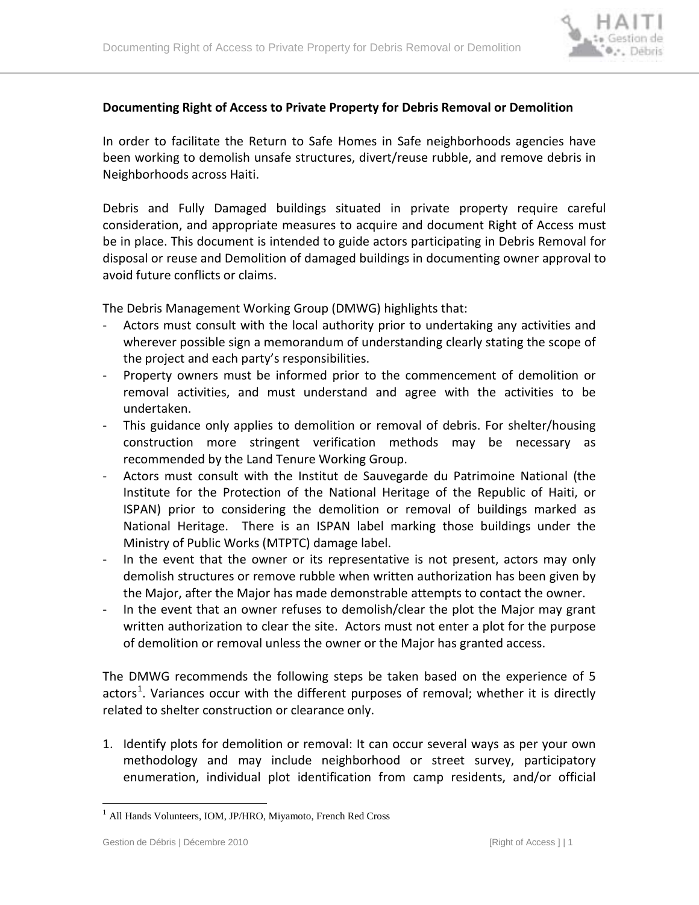**Documenting Right of Access to Private Property for Debris Removal or Demolition**

In order to facilitate the Return to Safe Homes in Safe neighborhoods agencies have been working to demolish unsafe structures, divert/reuse rubble, and remove debris in Neighborhoods across Haiti.

Debris and Fully Damaged buildings situated in private property require careful consideration, and appropriate measures to acquire and document Right of Access must be in place. This document is intended to guide actors participating in Debris Removal for disposal or reuse and Demolition of damaged buildings in documenting owner approval to avoid future conflicts or claims.

The Debris Management Working Group (DMWG) highlights that:

- Actors must consult with the local authority prior to undertaking any activities and wherever possible sign a memorandum of understanding clearly stating the scope of the project and each party's responsibilities.
- Property owners must be informed prior to the commencement of demolition or removal activities, and must understand and agree with the activities to be undertaken.
- This guidance only applies to demolition or removal of debris. For shelter/housing construction more stringent verification methods may be necessary as recommended by the Land Tenure Working Group.
- Actors must consult with the Institut de Sauvegarde du Patrimoine National (the Institute for the Protection of the National Heritage of the Republic of Haiti, or ISPAN) prior to considering the demolition or removal of buildings marked as National Heritage. There is an ISPAN label marking those buildings under the Ministry of Public Works (MTPTC) damage label.
- In the event that the owner or its representative is not present, actors may only demolish structures or remove rubble when written authorization has been given by the Major, after the Major has made demonstrable attempts to contact the owner.
- In the event that an owner refuses to demolish/clear the plot the Major may grant written authorization to clear the site. Actors must not enter a plot for the purpose of demolition or removal unless the owner or the Major has granted access.

The DMWG recommends the following steps be taken based on the experience of 5 actors[1]. Variances occur with the different purposes of removal; whether it is directly related to shelter construction or clearance only.

1. Identify plots for demolition or removal: It can occur several ways as per your own methodology and may include neighborhood or street survey, participatory enumeration, individual plot identification from camp residents, and/or official

[1] All Hands Volunteers, IOM, JP/HRO, Miyamoto, French Red Cross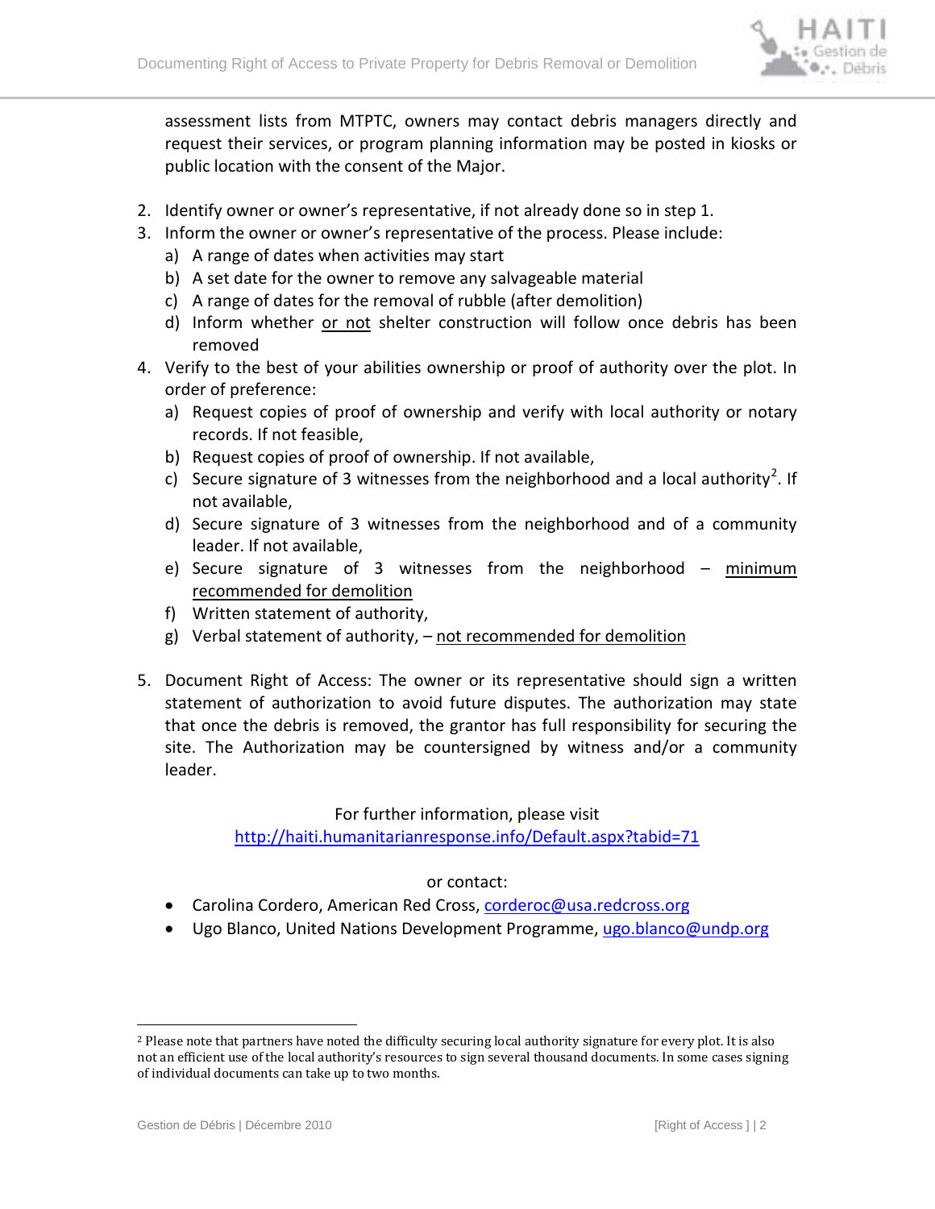assessment lists from MTPTC, owners may contact debris managers directly and request their services, or program planning information may be posted in kiosks or public location with the consent of the Major.

2. Identify owner or owner's representative, if not already done so in step 1.
3. Inform the owner or owner's representative of the process. Please include:
   a) A range of dates when activities may start
   b) A set date for the owner to remove any salvageable material
   c) A range of dates for the removal of rubble (after demolition)
   d) Inform whether <u>or not</u> shelter construction will follow once debris has been removed
4. Verify to the best of your abilities ownership or proof of authority over the plot. In order of preference:
   a) Request copies of proof of ownership and verify with local authority or notary records. If not feasible,
   b) Request copies of proof of ownership. If not available,
   c) Secure signature of 3 witnesses from the neighborhood and a local authority[2]. If not available,
   d) Secure signature of 3 witnesses from the neighborhood and of a community leader. If not available,
   e) Secure signature of 3 witnesses from the neighborhood – <u>minimum recommended for demolition</u>
   f) Written statement of authority,
   g) Verbal statement of authority, – <u>not recommended for demolition</u>

5. Document Right of Access: The owner or its representative should sign a written statement of authorization to avoid future disputes. The authorization may state that once the debris is removed, the grantor has full responsibility for securing the site. The Authorization may be countersigned by witness and/or a community leader.

For further information, please visit
http://haiti.humanitarianresponse.info/Default.aspx?tabid=71

or contact:

- Carolina Cordero, American Red Cross, corderoc@usa.redcross.org
- Ugo Blanco, United Nations Development Programme, ugo.blanco@undp.org

[2] Please note that partners have noted the difficulty securing local authority signature for every plot. It is also not an efficient use of the local authority's resources to sign several thousand documents. In some cases signing of individual documents can take up to two months.